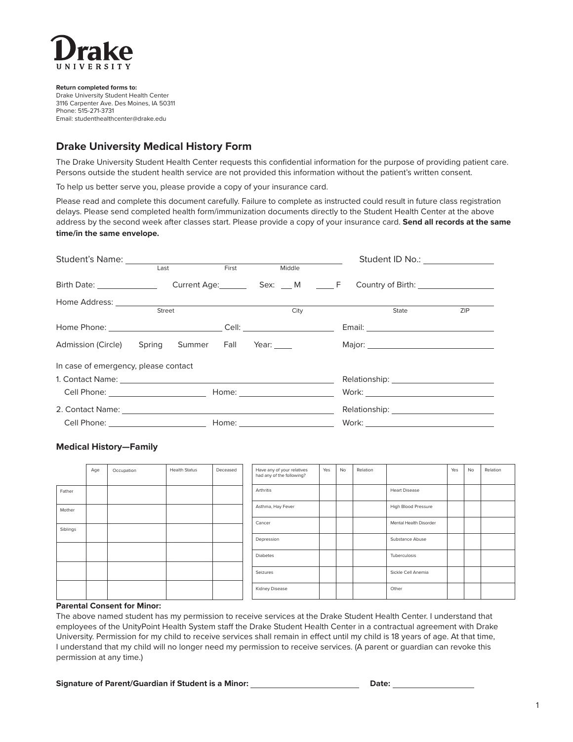**Drake UNIVERSITY**

**Return completed forms to:**
Drake University Student Health Center
3116 Carpenter Ave. Des Moines, IA 50311
Phone: 515-271-3731
Email: studenthealthcenter@drake.edu

## Drake University Medical History Form

The Drake University Student Health Center requests this confidential information for the purpose of providing patient care. Persons outside the student health service are not provided this information without the patient's written consent.

To help us better serve you, please provide a copy of your insurance card.

Please read and complete this document carefully. Failure to complete as instructed could result in future class registration delays. Please send completed health form/immunization documents directly to the Student Health Center at the above address by the second week after classes start. Please provide a copy of your insurance card. **Send all records at the same time/in the same envelope.**

Student's Name: ______________________________ (Last / First / Middle) Student ID No.: ______________

Birth Date: ____________ Current Age: ______ Sex: ___ M ___ F Country of Birth: ______________

Home Address: ______________________________ (Street / City / State / ZIP)

Home Phone: ____________________ Cell: ____________________ Email: ____________________

Admission (Circle) Spring Summer Fall Year: ____ Major: ____________________

In case of emergency, please contact

1. Contact Name: ______________________________ Relationship: ____________________
   Cell Phone: ____________________ Home: ____________________ Work: ____________________

2. Contact Name: ______________________________ Relationship: ____________________
   Cell Phone: ____________________ Home: ____________________ Work: ____________________

### Medical History—Family

| | Age | Occupation | Health Status | Deceased |
|---|---|---|---|---|
| Father | | | | |
| Mother | | | | |
| Siblings | | | | |
| | | | | |
| | | | | |
| | | | | |

| Have any of your relatives had any of the following? | Yes | No | Relation | | Yes | No | Relation |
|---|---|---|---|---|---|---|---|
| Arthritis | | | | Heart Disease | | | |
| Asthma, Hay Fever | | | | High Blood Pressure | | | |
| Cancer | | | | Mental Health Disorder | | | |
| Depression | | | | Substance Abuse | | | |
| Diabetes | | | | Tuberculosis | | | |
| Seizures | | | | Sickle Cell Anemia | | | |
| Kidney Disease | | | | Other | | | |

**Parental Consent for Minor:**
The above named student has my permission to receive services at the Drake Student Health Center. I understand that employees of the UnityPoint Health System staff the Drake Student Health Center in a contractual agreement with Drake University. Permission for my child to receive services shall remain in effect until my child is 18 years of age. At that time, I understand that my child will no longer need my permission to receive services. (A parent or guardian can revoke this permission at any time.)

**Signature of Parent/Guardian if Student is a Minor:** ____________________ **Date:** ______________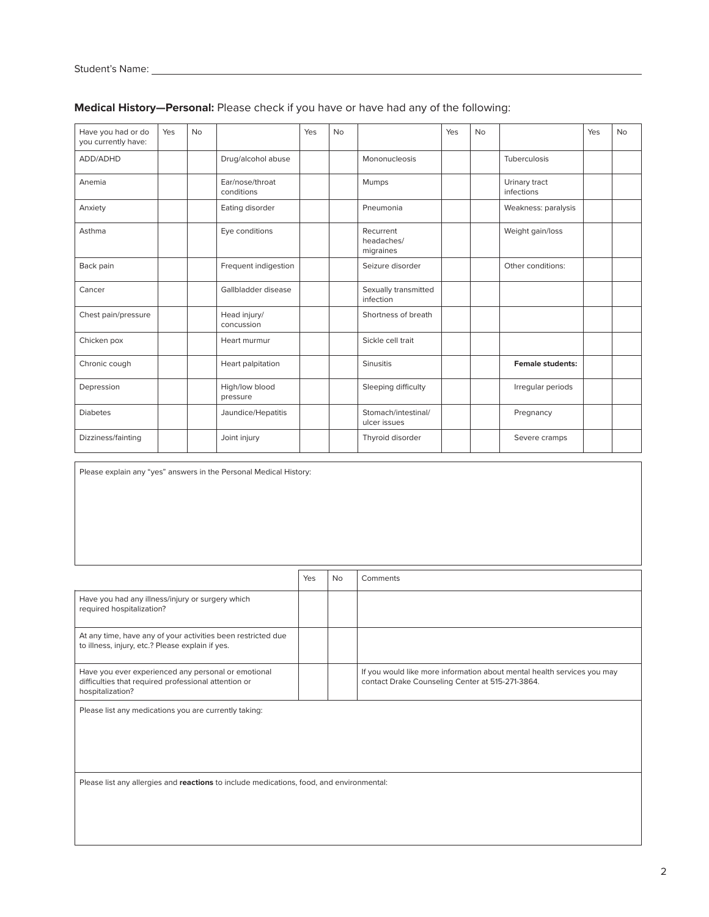Student's Name: ______________________________

**Medical History—Personal:** Please check if you have or have had any of the following:

| Have you had or do you currently have: | Yes | No | | Yes | No | | Yes | No | | Yes | No |
|---|---|---|---|---|---|---|---|---|---|---|---|
| ADD/ADHD | | | Drug/alcohol abuse | | | Mononucleosis | | | Tuberculosis | | |
| Anemia | | | Ear/nose/throat conditions | | | Mumps | | | Urinary tract infections | | |
| Anxiety | | | Eating disorder | | | Pneumonia | | | Weakness: paralysis | | |
| Asthma | | | Eye conditions | | | Recurrent headaches/ migraines | | | Weight gain/loss | | |
| Back pain | | | Frequent indigestion | | | Seizure disorder | | | Other conditions: | | |
| Cancer | | | Gallbladder disease | | | Sexually transmitted infection | | | | | |
| Chest pain/pressure | | | Head injury/ concussion | | | Shortness of breath | | | | | |
| Chicken pox | | | Heart murmur | | | Sickle cell trait | | | | | |
| Chronic cough | | | Heart palpitation | | | Sinusitis | | | **Female students:** | | |
| Depression | | | High/low blood pressure | | | Sleeping difficulty | | | Irregular periods | | |
| Diabetes | | | Jaundice/Hepatitis | | | Stomach/intestinal/ ulcer issues | | | Pregnancy | | |
| Dizziness/fainting | | | Joint injury | | | Thyroid disorder | | | Severe cramps | | |

Please explain any "yes" answers in the Personal Medical History:

| | Yes | No | Comments |
|---|---|---|---|
| Have you had any illness/injury or surgery which required hospitalization? | | | |
| At any time, have any of your activities been restricted due to illness, injury, etc.? Please explain if yes. | | | |
| Have you ever experienced any personal or emotional difficulties that required professional attention or hospitalization? | | | If you would like more information about mental health services you may contact Drake Counseling Center at 515-271-3864. |

Please list any medications you are currently taking:

Please list any allergies and **reactions** to include medications, food, and environmental: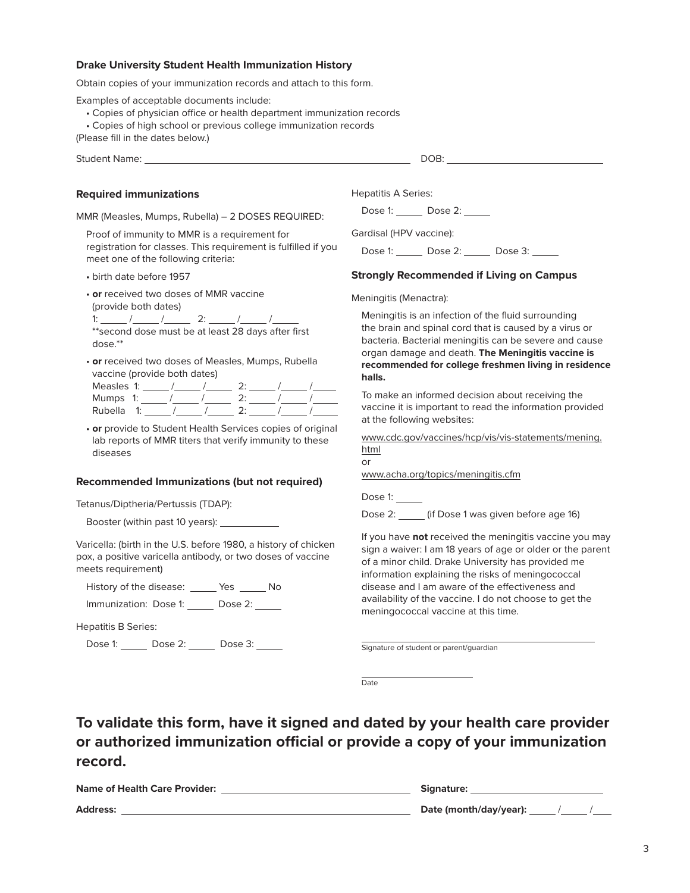**Drake University Student Health Immunization History**

Obtain copies of your immunization records and attach to this form.

Examples of acceptable documents include:

- Copies of physician office or health department immunization records
- Copies of high school or previous college immunization records

(Please fill in the dates below.)

Student Name: ______________________________ DOB: ____________________

### Required immunizations

MMR (Measles, Mumps, Rubella) – 2 DOSES REQUIRED:

Proof of immunity to MMR is a requirement for registration for classes. This requirement is fulfilled if you meet one of the following criteria:

- birth date before 1957
- **or** received two doses of MMR vaccine (provide both dates)
  1: _____ /_____ /_____ 2: _____ /_____ /_____
  **second dose must be at least 28 days after first dose.**
- **or** received two doses of Measles, Mumps, Rubella vaccine (provide both dates)
  Measles 1: _____ /_____ /_____ 2: _____ /_____ /_____
  Mumps 1: _____ /_____ /_____ 2: _____ /_____ /_____
  Rubella 1: _____ /_____ /_____ 2: _____ /_____ /_____
- **or** provide to Student Health Services copies of original lab reports of MMR titers that verify immunity to these diseases

### Recommended Immunizations (but not required)

Tetanus/Diptheria/Pertussis (TDAP):

Booster (within past 10 years): ___________

Varicella: (birth in the U.S. before 1980, a history of chicken pox, a positive varicella antibody, or two doses of vaccine meets requirement)

History of the disease: _____ Yes _____ No

Immunization: Dose 1: _____ Dose 2: _____

Hepatitis B Series:

Dose 1: _____ Dose 2: _____ Dose 3: _____

Hepatitis A Series:

Dose 1: _____ Dose 2: _____

Gardisal (HPV vaccine):

Dose 1: _____ Dose 2: _____ Dose 3: _____

### Strongly Recommended if Living on Campus

Meningitis (Menactra):

Meningitis is an infection of the fluid surrounding the brain and spinal cord that is caused by a virus or bacteria. Bacterial meningitis can be severe and cause organ damage and death. **The Meningitis vaccine is recommended for college freshmen living in residence halls.**

To make an informed decision about receiving the vaccine it is important to read the information provided at the following websites:

www.cdc.gov/vaccines/hcp/vis/vis-statements/mening.html

or

www.acha.org/topics/meningitis.cfm

Dose 1: _____

Dose 2: _____ (if Dose 1 was given before age 16)

If you have **not** received the meningitis vaccine you may sign a waiver: I am 18 years of age or older or the parent of a minor child. Drake University has provided me information explaining the risks of meningococcal disease and I am aware of the effectiveness and availability of the vaccine. I do not choose to get the meningococcal vaccine at this time.

______________________________
Signature of student or parent/guardian

____________________
Date

## To validate this form, have it signed and dated by your health care provider or authorized immunization official or provide a copy of your immunization record.

**Name of Health Care Provider:** ______________________________ **Signature:** ____________________

**Address:** ______________________________ **Date (month/day/year):** _____ /_____ /_____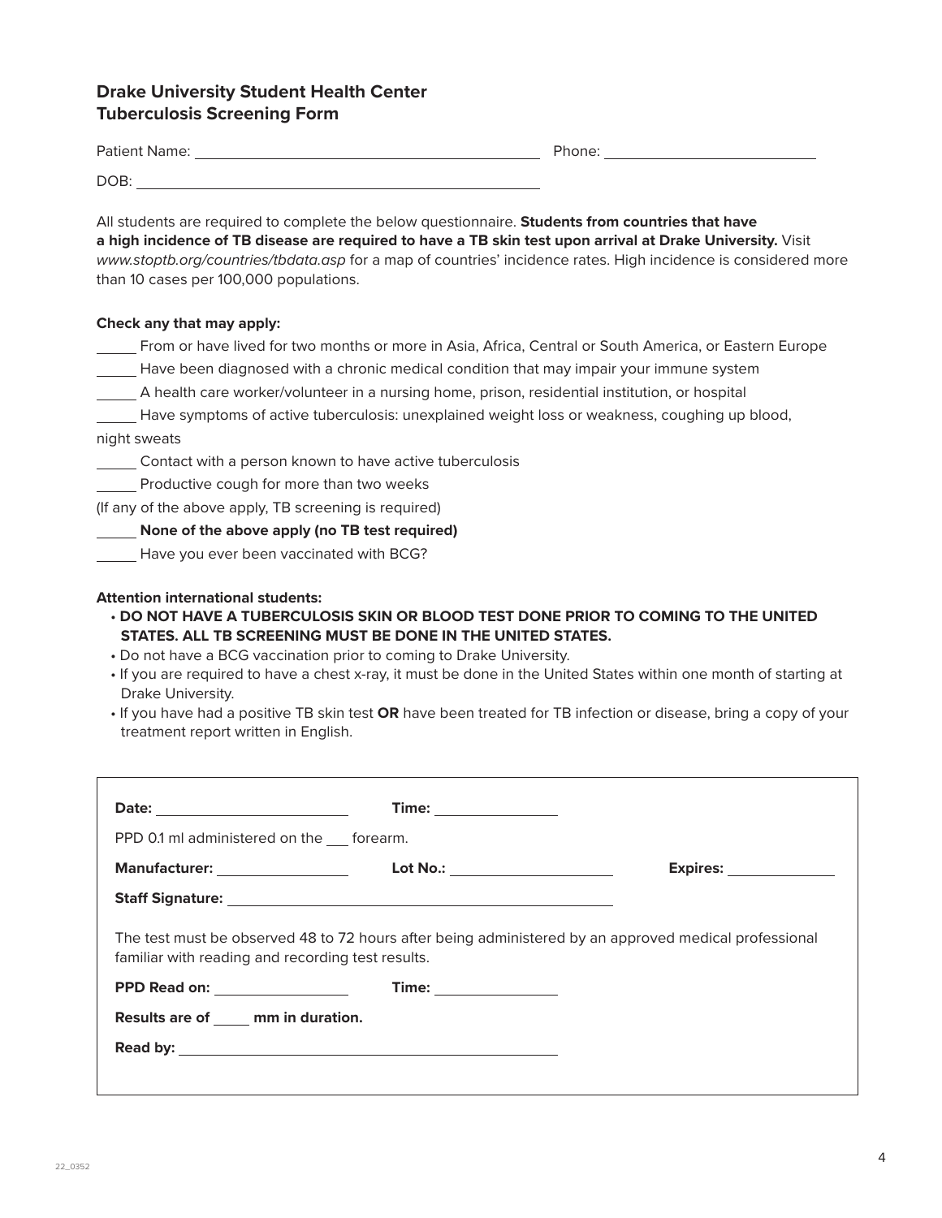## Drake University Student Health Center
## Tuberculosis Screening Form

Patient Name: ______________________________ Phone: ____________________

DOB: ______________________________

All students are required to complete the below questionnaire. **Students from countries that have a high incidence of TB disease are required to have a TB skin test upon arrival at Drake University.** Visit *www.stoptb.org/countries/tbdata.asp* for a map of countries' incidence rates. High incidence is considered more than 10 cases per 100,000 populations.

**Check any that may apply:**

_____ From or have lived for two months or more in Asia, Africa, Central or South America, or Eastern Europe

_____ Have been diagnosed with a chronic medical condition that may impair your immune system

_____ A health care worker/volunteer in a nursing home, prison, residential institution, or hospital

_____ Have symptoms of active tuberculosis: unexplained weight loss or weakness, coughing up blood, night sweats

_____ Contact with a person known to have active tuberculosis

_____ Productive cough for more than two weeks

(If any of the above apply, TB screening is required)

_____ **None of the above apply (no TB test required)**

_____ Have you ever been vaccinated with BCG?

**Attention international students:**

- **DO NOT HAVE A TUBERCULOSIS SKIN OR BLOOD TEST DONE PRIOR TO COMING TO THE UNITED STATES. ALL TB SCREENING MUST BE DONE IN THE UNITED STATES.**
- Do not have a BCG vaccination prior to coming to Drake University.
- If you are required to have a chest x-ray, it must be done in the United States within one month of starting at Drake University.
- If you have had a positive TB skin test **OR** have been treated for TB infection or disease, bring a copy of your treatment report written in English.

---

**Date:** ____________________ **Time:** ______________

PPD 0.1 ml administered on the ___ forearm.

**Manufacturer:** ______________ **Lot No.:** ________________ **Expires:** ____________

**Staff Signature:** ________________________________________

The test must be observed 48 to 72 hours after being administered by an approved medical professional familiar with reading and recording test results.

**PPD Read on:** ______________ **Time:** ______________

**Results are of** _____ **mm in duration.**

**Read by:** ________________________________________

22_0352